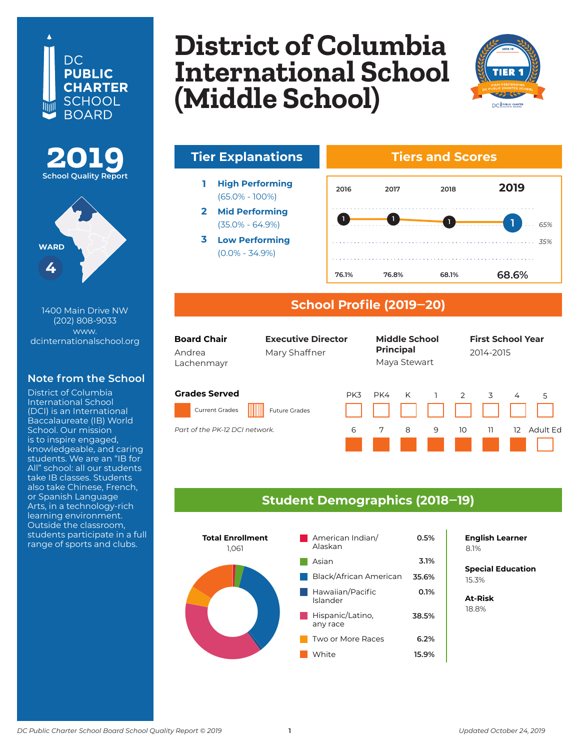# District of Columbia International School (Middle School)

DC PUBLIC CHARTER SCHOOL BOARD

**2019** School Quality Report

WARD **4**

1400 Main Drive NW
(202) 808-9033
www.dcinternationalschool.org

## Note from the School

District of Columbia International School (DCI) is an International Baccalaureate (IB) World School. Our mission is to inspire engaged, knowledgeable, and caring students. We are an "IB for All" school: all our students take IB classes. Students also take Chinese, French, or Spanish Language Arts, in a technology-rich learning environment. Outside the classroom, students participate in a full range of sports and clubs.

## Tier Explanations

1. **High Performing** (65.0% - 100%)
2. **Mid Performing** (35.0% - 64.9%)
3. **Low Performing** (0.0% - 34.9%)

## Tiers and Scores

| | 2016 | 2017 | 2018 | 2019 |
|---|---|---|---|---|
| Tier | 1 | 1 | 1 | 1 |
| Score | 76.1% | 76.8% | 68.1% | 68.6% |

## School Profile (2019–20)

| Board Chair | Executive Director | Middle School Principal | First School Year |
|---|---|---|---|
| Andrea Lachenmayr | Mary Shaffner | Maya Stewart | 2014-2015 |

### Grades Served

Current Grades / Future Grades

*Part of the PK-12 DCI network.*

| PK3 | PK4 | K | 1 | 2 | 3 | 4 | 5 |
|---|---|---|---|---|---|---|---|
| | | | | | | | |

| 6 | 7 | 8 | 9 | 10 | 11 | 12 | Adult Ed |
|---|---|---|---|---|---|---|---|
| Current | Current | Current | Current | Current | Current | Current | |

## Student Demographics (2018–19)

**Total Enrollment**
1,061

| Race/Ethnicity | Percent |
|---|---|
| American Indian/ Alaskan | 0.5% |
| Asian | 3.1% |
| Black/African American | 35.6% |
| Hawaiian/Pacific Islander | 0.1% |
| Hispanic/Latino, any race | 38.5% |
| Two or More Races | 6.2% |
| White | 15.9% |

**English Learner**
8.1%

**Special Education**
15.3%

**At-Risk**
18.8%

*DC Public Charter School Board School Quality Report © 2019*

*Updated October 24, 2019*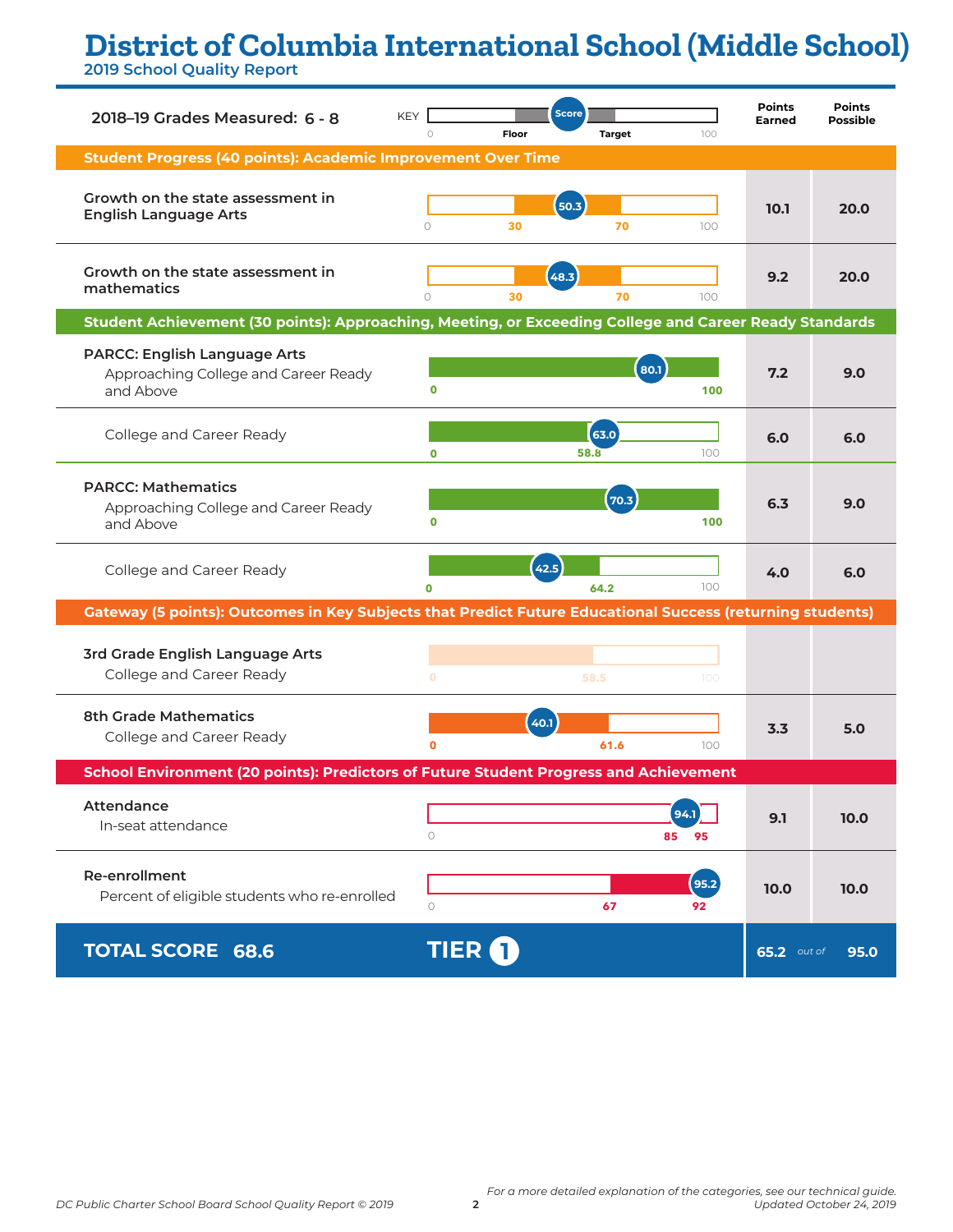# District of Columbia International School (Middle School)

## 2019 School Quality Report

2018–19 Grades Measured: 6 - 8

KEY: 0, Floor, Score, Target, 100

| | | Points Earned | Points Possible |
|---|---|---|---|
| **Student Progress (40 points): Academic Improvement Over Time** | | | |
| **Growth on the state assessment in English Language Arts** | 0, 30, 50.3, 70, 100 | 10.1 | 20.0 |
| **Growth on the state assessment in mathematics** | 0, 30, 48.3, 70, 100 | 9.2 | 20.0 |
| **Student Achievement (30 points): Approaching, Meeting, or Exceeding College and Career Ready Standards** | | | |
| **PARCC: English Language Arts** Approaching College and Career Ready and Above | 0, 80.1, 100 | 7.2 | 9.0 |
| College and Career Ready | 0, 58.8, 63.0, 100 | 6.0 | 6.0 |
| **PARCC: Mathematics** Approaching College and Career Ready and Above | 0, 70.3, 100 | 6.3 | 9.0 |
| College and Career Ready | 0, 42.5, 64.2, 100 | 4.0 | 6.0 |
| **Gateway (5 points): Outcomes in Key Subjects that Predict Future Educational Success (returning students)** | | | |
| **3rd Grade English Language Arts** College and Career Ready | 0, 58.5, 100 | | |
| **8th Grade Mathematics** College and Career Ready | 0, 40.1, 61.6, 100 | 3.3 | 5.0 |
| **School Environment (20 points): Predictors of Future Student Progress and Achievement** | | | |
| **Attendance** In-seat attendance | 0, 85, 94.1, 95 | 9.1 | 10.0 |
| **Re-enrollment** Percent of eligible students who re-enrolled | 0, 67, 92, 95.2 | 10.0 | 10.0 |
| **TOTAL SCORE 68.6** | **TIER 1** | 65.2 *out of* | 95.0 |

*For a more detailed explanation of the categories, see our technical guide.*

*Updated October 24, 2019*

*DC Public Charter School Board School Quality Report © 2019*